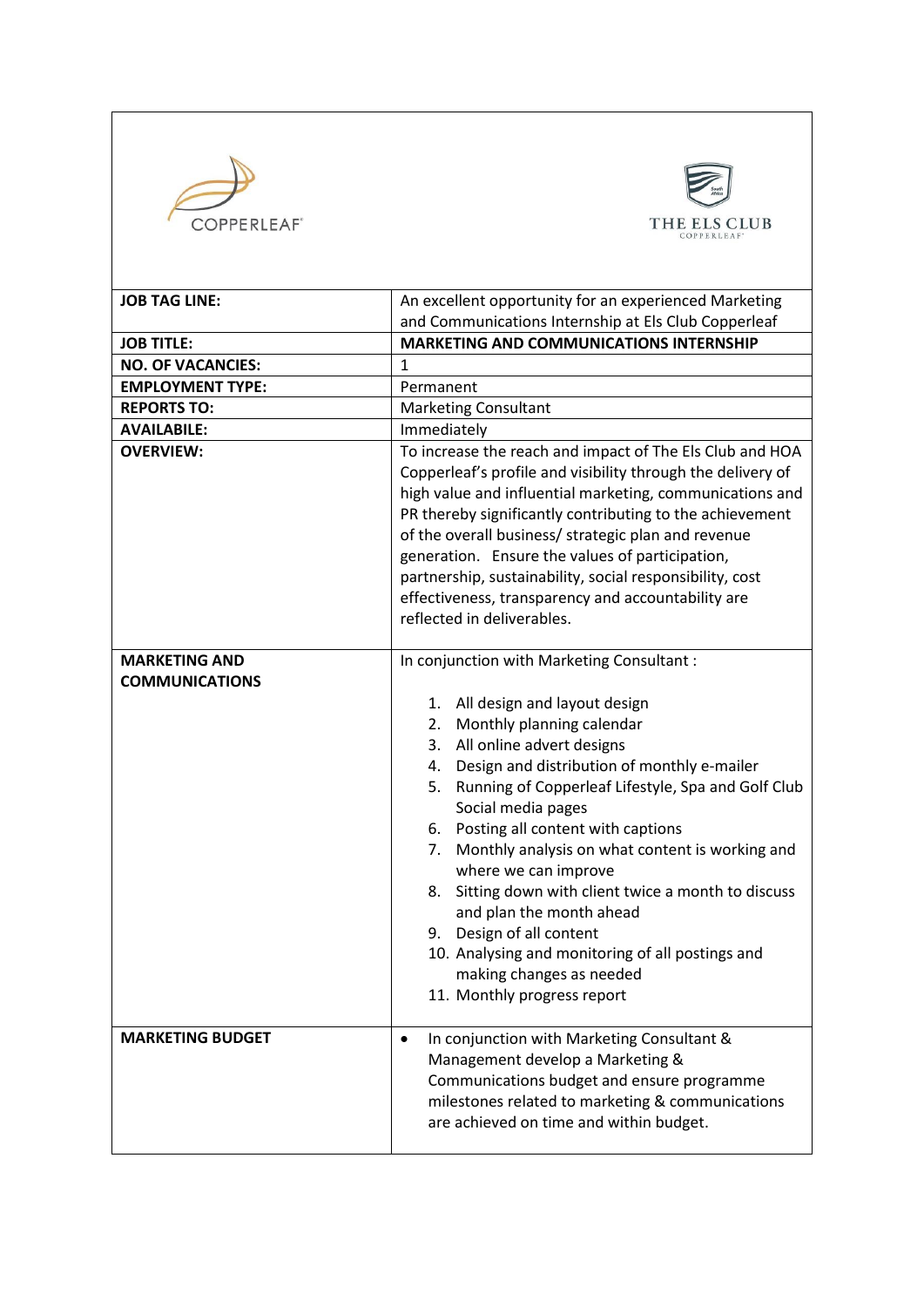COPPERLEAF

THE ELS CLUB
COPPERLEAF

| | |
|---|---|
| **JOB TAG LINE:** | An excellent opportunity for an experienced Marketing and Communications Internship at Els Club Copperleaf |
| **JOB TITLE:** | **MARKETING AND COMMUNICATIONS INTERNSHIP** |
| **NO. OF VACANCIES:** | 1 |
| **EMPLOYMENT TYPE:** | Permanent |
| **REPORTS TO:** | Marketing Consultant |
| **AVAILABILE:** | Immediately |
| **OVERVIEW:** | To increase the reach and impact of The Els Club and HOA Copperleaf's profile and visibility through the delivery of high value and influential marketing, communications and PR thereby significantly contributing to the achievement of the overall business/ strategic plan and revenue generation. Ensure the values of participation, partnership, sustainability, social responsibility, cost effectiveness, transparency and accountability are reflected in deliverables. |
| **MARKETING AND COMMUNICATIONS** | In conjunction with Marketing Consultant :<br><br>1. All design and layout design<br>2. Monthly planning calendar<br>3. All online advert designs<br>4. Design and distribution of monthly e-mailer<br>5. Running of Copperleaf Lifestyle, Spa and Golf Club Social media pages<br>6. Posting all content with captions<br>7. Monthly analysis on what content is working and where we can improve<br>8. Sitting down with client twice a month to discuss and plan the month ahead<br>9. Design of all content<br>10. Analysing and monitoring of all postings and making changes as needed<br>11. Monthly progress report |
| **MARKETING BUDGET** | • In conjunction with Marketing Consultant & Management develop a Marketing & Communications budget and ensure programme milestones related to marketing & communications are achieved on time and within budget. |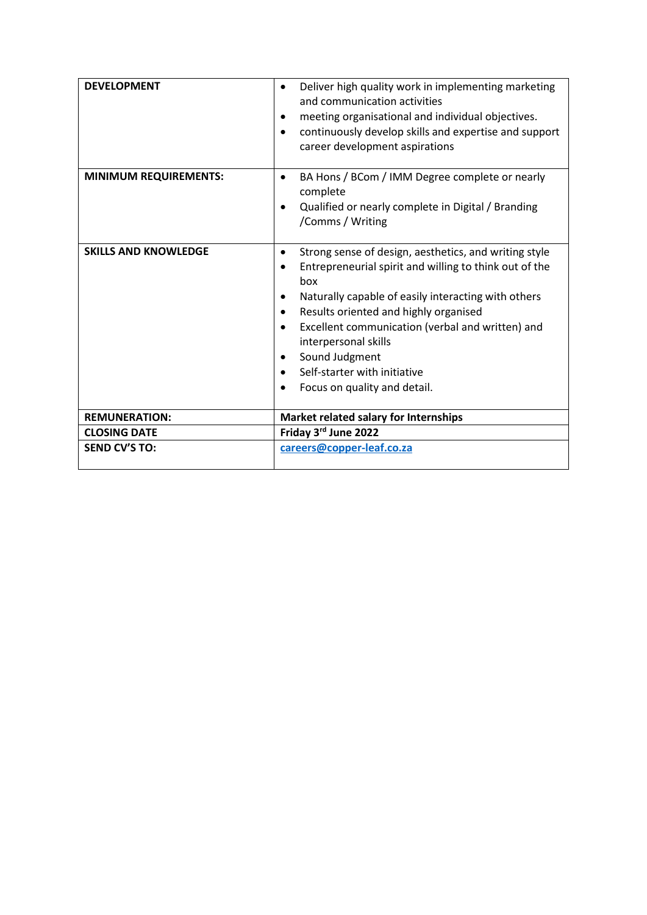| | |
|---|---|
| **DEVELOPMENT** | • Deliver high quality work in implementing marketing and communication activities<br>• meeting organisational and individual objectives.<br>• continuously develop skills and expertise and support career development aspirations |
| **MINIMUM REQUIREMENTS:** | • BA Hons / BCom / IMM Degree complete or nearly complete<br>• Qualified or nearly complete in Digital / Branding /Comms / Writing |
| **SKILLS AND KNOWLEDGE** | • Strong sense of design, aesthetics, and writing style<br>• Entrepreneurial spirit and willing to think out of the box<br>• Naturally capable of easily interacting with others<br>• Results oriented and highly organised<br>• Excellent communication (verbal and written) and interpersonal skills<br>• Sound Judgment<br>• Self-starter with initiative<br>• Focus on quality and detail. |
| **REMUNERATION:** | **Market related salary for Internships** |
| **CLOSING DATE** | **Friday 3rd June 2022** |
| **SEND CV'S TO:** | **careers@copper-leaf.co.za** |